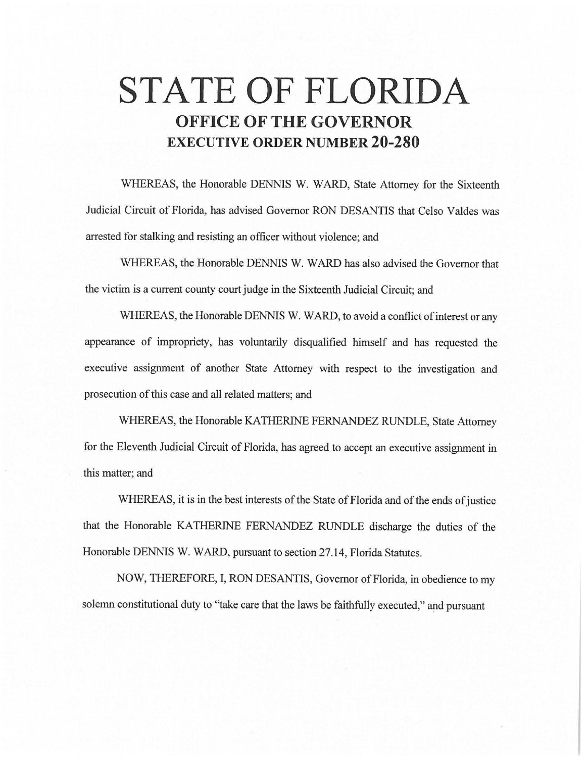# STATE OF FLORIDA

## OFFICE OF THE GOVERNOR

## EXECUTIVE ORDER NUMBER 20-280

WHEREAS, the Honorable DENNIS W. WARD, State Attorney for the Sixteenth Judicial Circuit of Florida, has advised Governor RON DESANTIS that Celso Valdes was arrested for stalking and resisting an officer without violence; and

WHEREAS, the Honorable DENNIS W. WARD has also advised the Governor that the victim is a current county court judge in the Sixteenth Judicial Circuit; and

WHEREAS, the Honorable DENNIS W. WARD, to avoid a conflict of interest or any appearance of impropriety, has voluntarily disqualified himself and has requested the executive assignment of another State Attorney with respect to the investigation and prosecution of this case and all related matters; and

WHEREAS, the Honorable KATHERINE FERNANDEZ RUNDLE, State Attorney for the Eleventh Judicial Circuit of Florida, has agreed to accept an executive assignment in this matter; and

WHEREAS, it is in the best interests of the State of Florida and of the ends of justice that the Honorable KATHERINE FERNANDEZ RUNDLE discharge the duties of the Honorable DENNIS W. WARD, pursuant to section 27.14, Florida Statutes.

NOW, THEREFORE, I, RON DESANTIS, Governor of Florida, in obedience to my solemn constitutional duty to "take care that the laws be faithfully executed," and pursuant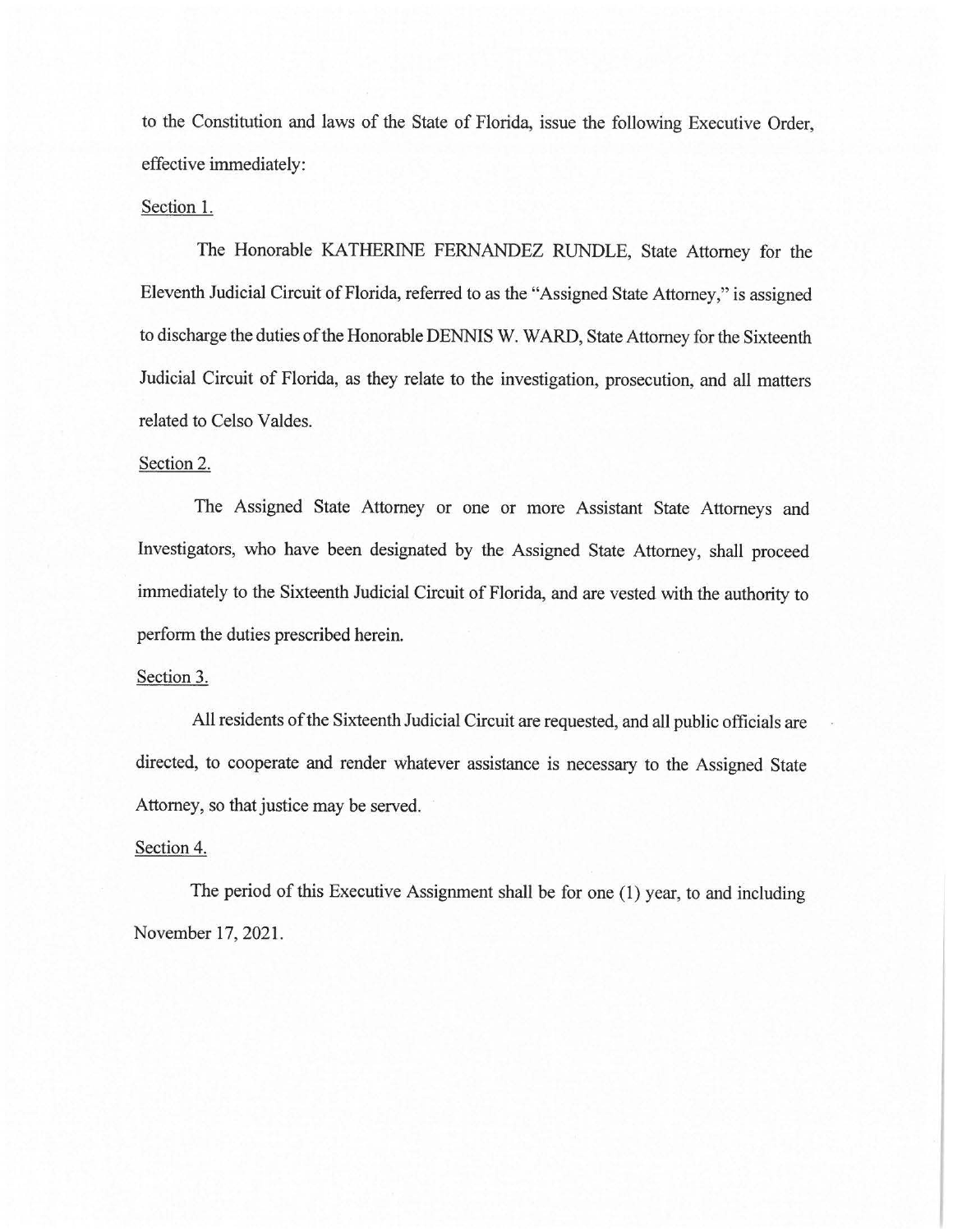to the Constitution and laws of the State of Florida, issue the following Executive Order, effective immediately:

Section 1.

The Honorable KATHERINE FERNANDEZ RUNDLE, State Attorney for the Eleventh Judicial Circuit of Florida, referred to as the "Assigned State Attorney," is assigned to discharge the duties of the Honorable DENNIS W. WARD, State Attorney for the Sixteenth Judicial Circuit of Florida, as they relate to the investigation, prosecution, and all matters related to Celso Valdes.

Section 2.

The Assigned State Attorney or one or more Assistant State Attorneys and Investigators, who have been designated by the Assigned State Attorney, shall proceed immediately to the Sixteenth Judicial Circuit of Florida, and are vested with the authority to perform the duties prescribed herein.

Section 3.

All residents of the Sixteenth Judicial Circuit are requested, and all public officials are directed, to cooperate and render whatever assistance is necessary to the Assigned State Attorney, so that justice may be served.

Section 4.

The period of this Executive Assignment shall be for one (1) year, to and including November 17, 2021.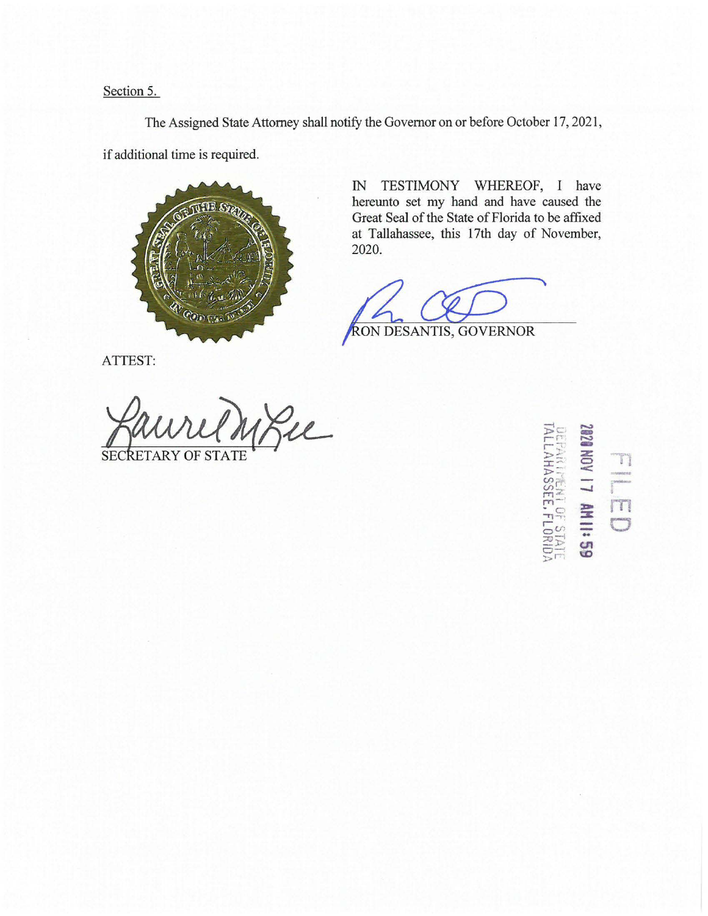Section 5.

The Assigned State Attorney shall notify the Governor on or before October 17, 2021, if additional time is required.

IN TESTIMONY WHEREOF, I have hereunto set my hand and have caused the Great Seal of the State of Florida to be affixed at Tallahassee, this 17th day of November, 2020.

RON DESANTIS, GOVERNOR

ATTEST:

SECRETARY OF STATE

FILED
2020 NOV 17 AM 11:59
DEPARTMENT OF STATE
TALLAHASSEE, FLORIDA